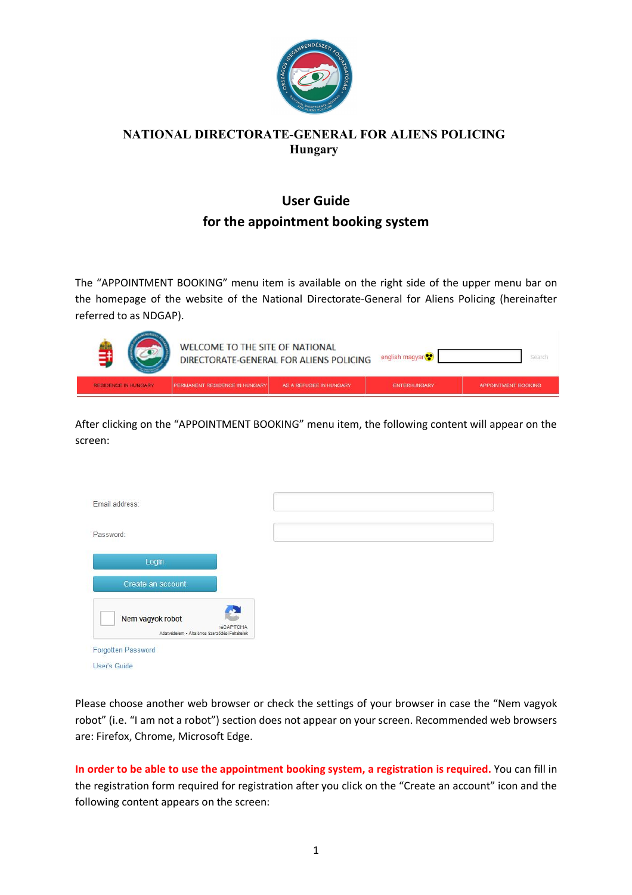# NATIONAL DIRECTORATE-GENERAL FOR ALIENS POLICING
## Hungary

## User Guide
## for the appointment booking system

The "APPOINTMENT BOOKING" menu item is available on the right side of the upper menu bar on the homepage of the website of the National Directorate-General for Aliens Policing (hereinafter referred to as NDGAP).

After clicking on the "APPOINTMENT BOOKING" menu item, the following content will appear on the screen:

Please choose another web browser or check the settings of your browser in case the "Nem vagyok robot" (i.e. "I am not a robot") section does not appear on your screen. Recommended web browsers are: Firefox, Chrome, Microsoft Edge.

**In order to be able to use the appointment booking system, a registration is required.** You can fill in the registration form required for registration after you click on the "Create an account" icon and the following content appears on the screen: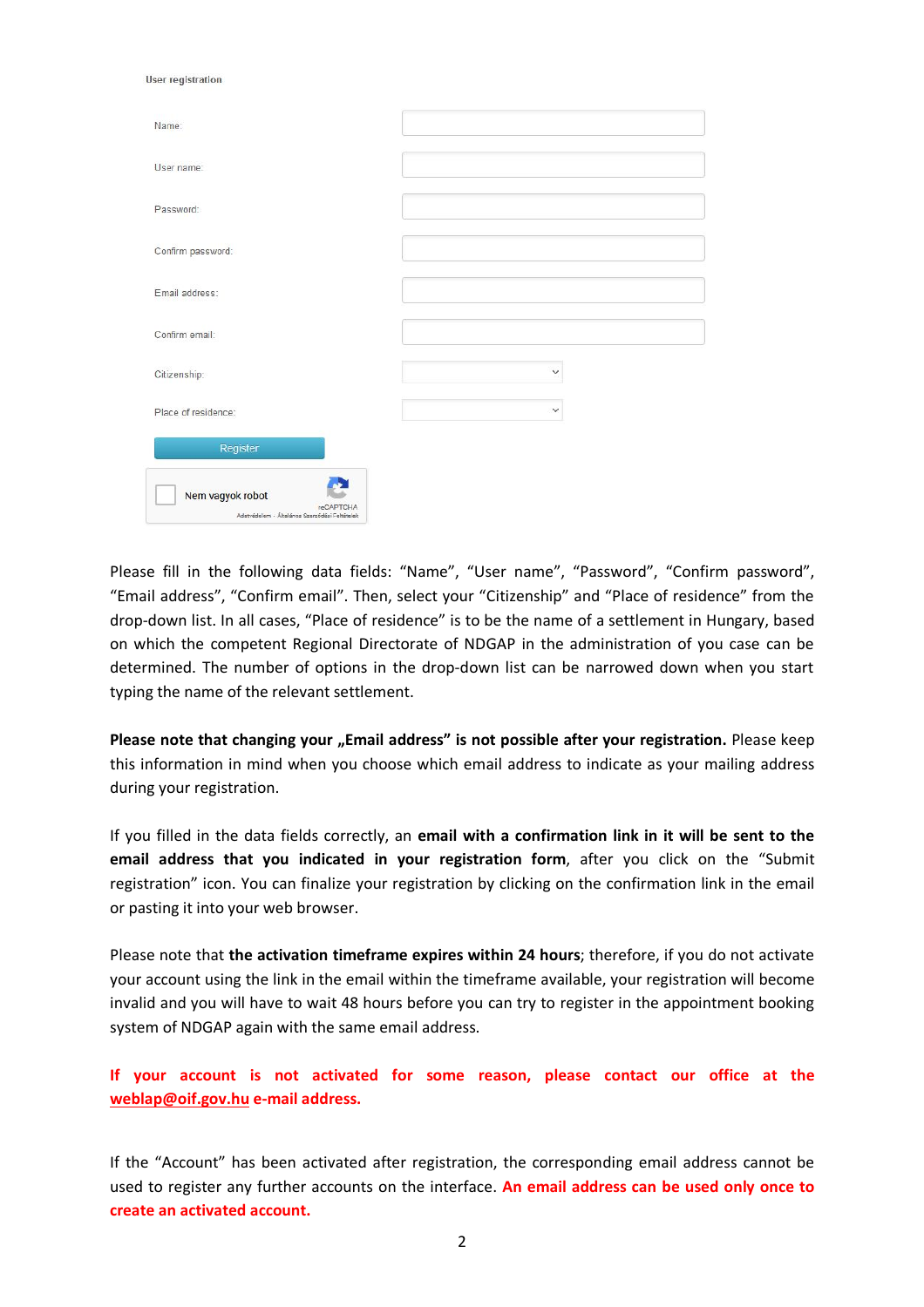User registration

| | |
|---|---|
| Name: | |
| User name: | |
| Password: | |
| Confirm password: | |
| Email address: | |
| Confirm email: | |
| Citizenship: | |
| Place of residence: | |

Register

Nem vagyok robot

reCAPTCHA
Adatvédelem - Általános Szerződési Feltételek

Please fill in the following data fields: “Name”, “User name”, “Password”, “Confirm password”, “Email address”, “Confirm email”. Then, select your “Citizenship” and “Place of residence” from the drop-down list. In all cases, “Place of residence” is to be the name of a settlement in Hungary, based on which the competent Regional Directorate of NDGAP in the administration of you case can be determined. The number of options in the drop-down list can be narrowed down when you start typing the name of the relevant settlement.

**Please note that changing your „Email address” is not possible after your registration.** Please keep this information in mind when you choose which email address to indicate as your mailing address during your registration.

If you filled in the data fields correctly, an **email with a confirmation link in it will be sent to the email address that you indicated in your registration form**, after you click on the “Submit registration” icon. You can finalize your registration by clicking on the confirmation link in the email or pasting it into your web browser.

Please note that **the activation timeframe expires within 24 hours**; therefore, if you do not activate your account using the link in the email within the timeframe available, your registration will become invalid and you will have to wait 48 hours before you can try to register in the appointment booking system of NDGAP again with the same email address.

**If your account is not activated for some reason, please contact our office at the weblap@oif.gov.hu e-mail address.**

If the “Account” has been activated after registration, the corresponding email address cannot be used to register any further accounts on the interface. **An email address can be used only once to create an activated account.**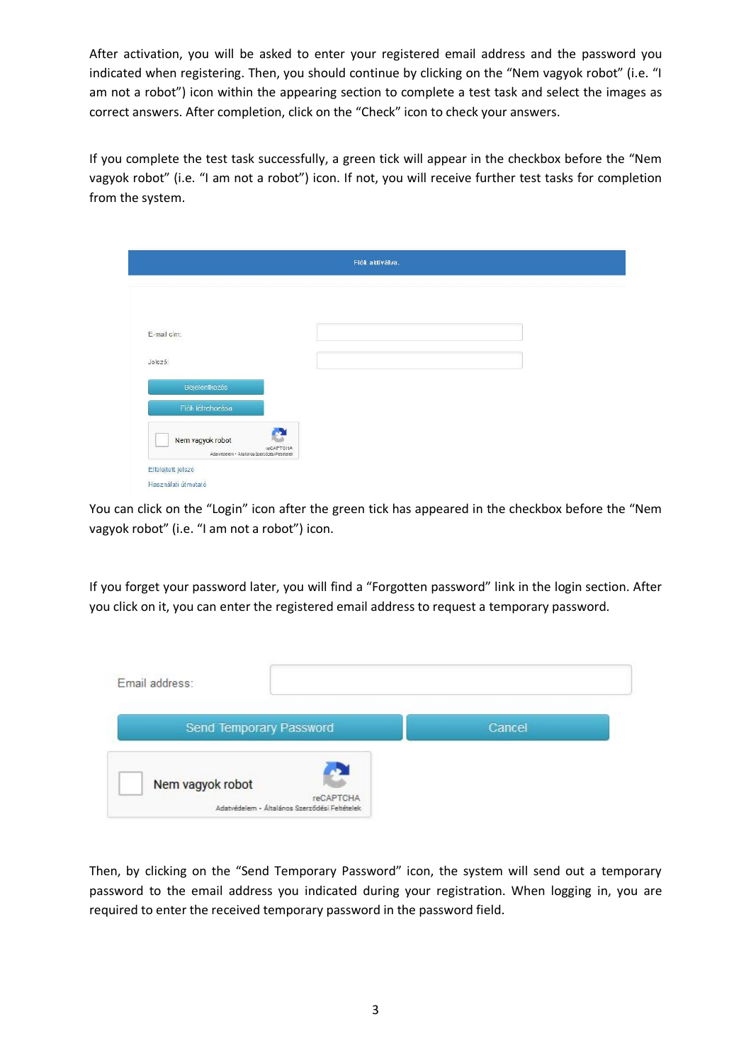After activation, you will be asked to enter your registered email address and the password you indicated when registering. Then, you should continue by clicking on the "Nem vagyok robot" (i.e. "I am not a robot") icon within the appearing section to complete a test task and select the images as correct answers. After completion, click on the "Check" icon to check your answers.

If you complete the test task successfully, a green tick will appear in the checkbox before the "Nem vagyok robot" (i.e. "I am not a robot") icon. If not, you will receive further test tasks for completion from the system.

You can click on the "Login" icon after the green tick has appeared in the checkbox before the "Nem vagyok robot" (i.e. "I am not a robot") icon.

If you forget your password later, you will find a "Forgotten password" link in the login section. After you click on it, you can enter the registered email address to request a temporary password.

Then, by clicking on the "Send Temporary Password" icon, the system will send out a temporary password to the email address you indicated during your registration. When logging in, you are required to enter the received temporary password in the password field.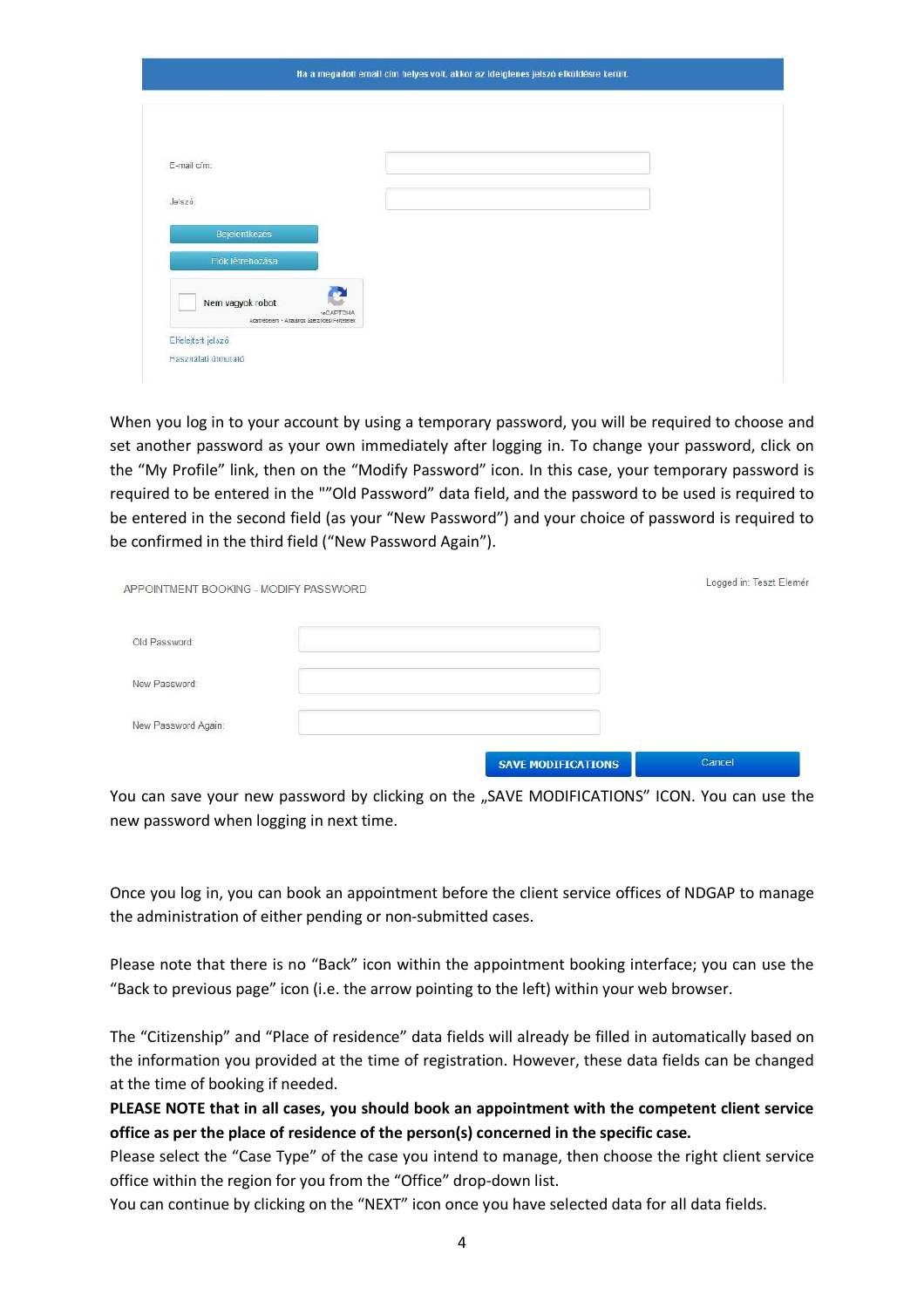Ha a megadott email cím helyes volt, akkor az ideiglenes jelszó elküldésre került.

E-mail cím:

Jelszó:

Bejelentkezés

Fiók létrehozása

Nem vagyok robot

Elfelejtett jelszó

Használati útmutató

When you log in to your account by using a temporary password, you will be required to choose and set another password as your own immediately after logging in. To change your password, click on the "My Profile" link, then on the "Modify Password" icon. In this case, your temporary password is required to be entered in the ""Old Password" data field, and the password to be used is required to be entered in the second field (as your "New Password") and your choice of password is required to be confirmed in the third field ("New Password Again").

APPOINTMENT BOOKING - MODIFY PASSWORD

Logged in: Teszt Elemér

Old Password:

New Password:

New Password Again:

SAVE MODIFICATIONS Cancel

You can save your new password by clicking on the „SAVE MODIFICATIONS" ICON. You can use the new password when logging in next time.

Once you log in, you can book an appointment before the client service offices of NDGAP to manage the administration of either pending or non-submitted cases.

Please note that there is no "Back" icon within the appointment booking interface; you can use the "Back to previous page" icon (i.e. the arrow pointing to the left) within your web browser.

The "Citizenship" and "Place of residence" data fields will already be filled in automatically based on the information you provided at the time of registration. However, these data fields can be changed at the time of booking if needed.

**PLEASE NOTE that in all cases, you should book an appointment with the competent client service office as per the place of residence of the person(s) concerned in the specific case.**

Please select the "Case Type" of the case you intend to manage, then choose the right client service office within the region for you from the "Office" drop-down list.

You can continue by clicking on the "NEXT" icon once you have selected data for all data fields.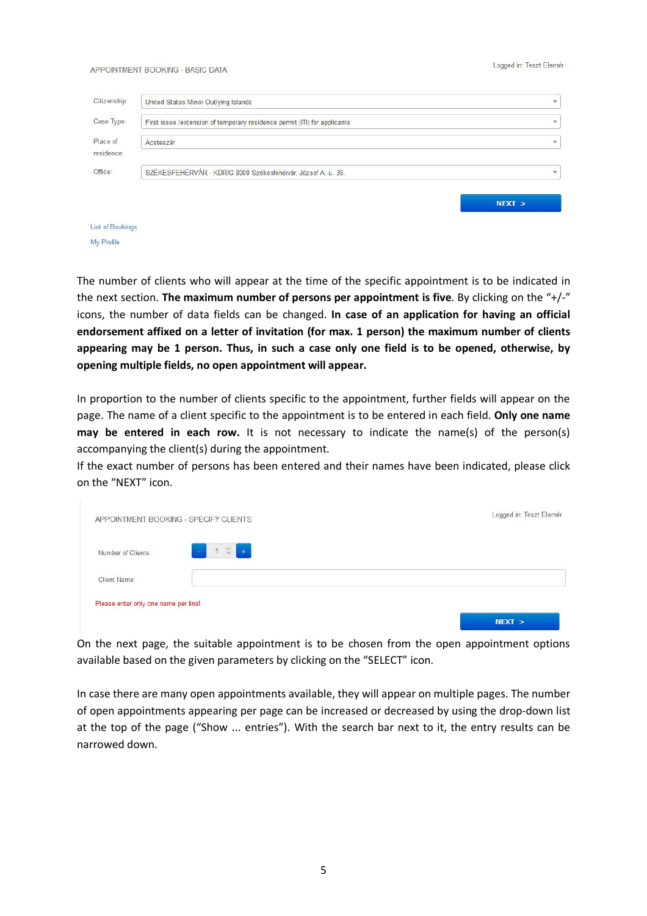APPOINTMENT BOOKING - BASIC DATA

Logged in: Teszt Elemér

| | |
|---|---|
| Citizenship: | United States Minor Outlying Islands |
| Case Type: | First issue /extension of temporary residence permit (ITI) for applicants |
| Place of residence: | Ácsteszér |
| Office: | SZÉKESFEHÉRVÁR - KDRIG 8000 Székesfehérvár, József A. u. 38. |

NEXT >

List of Bookings

My Profile

The number of clients who will appear at the time of the specific appointment is to be indicated in the next section. **The maximum number of persons per appointment is five**. By clicking on the "+/-" icons, the number of data fields can be changed. **In case of an application for having an official endorsement affixed on a letter of invitation (for max. 1 person) the maximum number of clients appearing may be 1 person. Thus, in such a case only one field is to be opened, otherwise, by opening multiple fields, no open appointment will appear.**

In proportion to the number of clients specific to the appointment, further fields will appear on the page. The name of a client specific to the appointment is to be entered in each field. **Only one name may be entered in each row.** It is not necessary to indicate the name(s) of the person(s) accompanying the client(s) during the appointment.
If the exact number of persons has been entered and their names have been indicated, please click on the "NEXT" icon.

APPOINTMENT BOOKING - SPECIFY CLIENTS

Logged in: Teszt Elemér

Number of Clients: - 1 +

Client Name:

Please enter only one name per line!

NEXT >

On the next page, the suitable appointment is to be chosen from the open appointment options available based on the given parameters by clicking on the "SELECT" icon.

In case there are many open appointments available, they will appear on multiple pages. The number of open appointments appearing per page can be increased or decreased by using the drop-down list at the top of the page ("Show ... entries"). With the search bar next to it, the entry results can be narrowed down.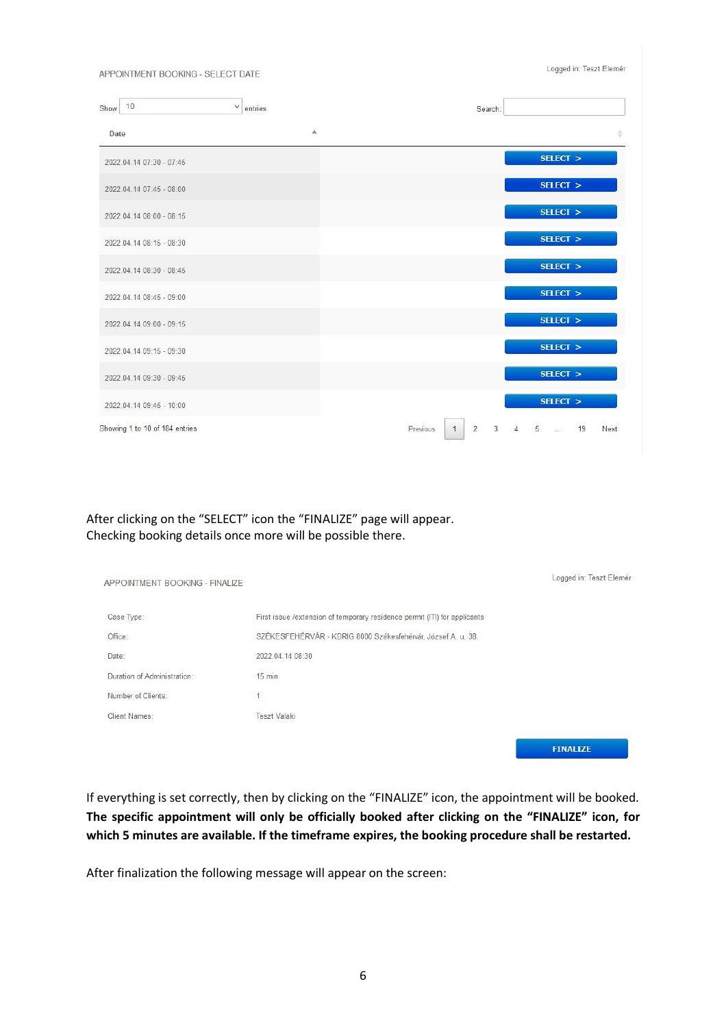APPOINTMENT BOOKING - SELECT DATE

Logged in: Teszt Elemér

Show 10 entries

Search:

| Date | |
|---|---|
| 2022.04.14 07:30 - 07:45 | SELECT > |
| 2022.04.14 07:45 - 08:00 | SELECT > |
| 2022.04.14 08:00 - 08:15 | SELECT > |
| 2022.04.14 08:15 - 08:30 | SELECT > |
| 2022.04.14 08:30 - 08:45 | SELECT > |
| 2022.04.14 08:45 - 09:00 | SELECT > |
| 2022.04.14 09:00 - 09:15 | SELECT > |
| 2022.04.14 09:15 - 09:30 | SELECT > |
| 2022.04.14 09:30 - 09:45 | SELECT > |
| 2022.04.14 09:45 - 10:00 | SELECT > |

Showing 1 to 10 of 184 entries

Previous 1 2 3 4 5 ... 19 Next

After clicking on the "SELECT" icon the "FINALIZE" page will appear.
Checking booking details once more will be possible there.

APPOINTMENT BOOKING - FINALIZE

Logged in: Teszt Elemér

| | |
|---|---|
| Case Type: | First issue /extension of temporary residence permit (ITI) for applicants |
| Office: | SZÉKESFEHÉRVÁR - KDRIG 8000 Székesfehérvár, József A. u. 38. |
| Date: | 2022.04.14 08:30 |
| Duration of Administration: | 15 min. |
| Number of Clients: | 1 |
| Client Names: | Teszt Valaki |

FINALIZE

If everything is set correctly, then by clicking on the "FINALIZE" icon, the appointment will be booked. **The specific appointment will only be officially booked after clicking on the "FINALIZE" icon, for which 5 minutes are available. If the timeframe expires, the booking procedure shall be restarted.**

After finalization the following message will appear on the screen: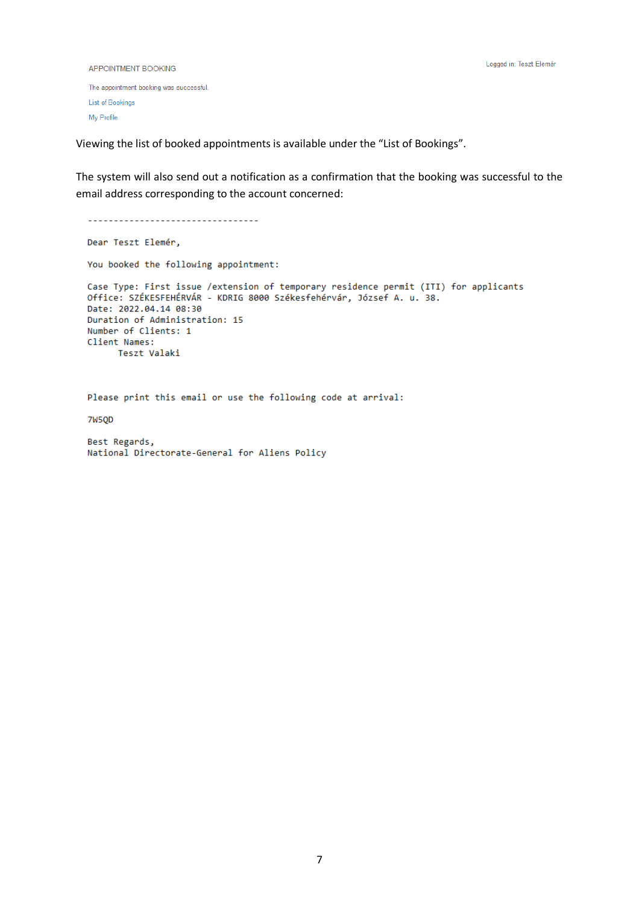APPOINTMENT BOOKING

Logged in: Teszt Elemér

The appointment booking was successful.

List of Bookings

My Profile

Viewing the list of booked appointments is available under the “List of Bookings”.

The system will also send out a notification as a confirmation that the booking was successful to the email address corresponding to the account concerned:

```
---------------------------------

Dear Teszt Elemér,

You booked the following appointment:

Case Type: First issue /extension of temporary residence permit (ITI) for applicants
Office: SZÉKESFEHÉRVÁR - KDRIG 8000 Székesfehérvár, József A. u. 38.
Date: 2022.04.14 08:30
Duration of Administration: 15
Number of Clients: 1
Client Names:
      Teszt Valaki


Please print this email or use the following code at arrival:

7W5QD

Best Regards,
National Directorate-General for Aliens Policy
```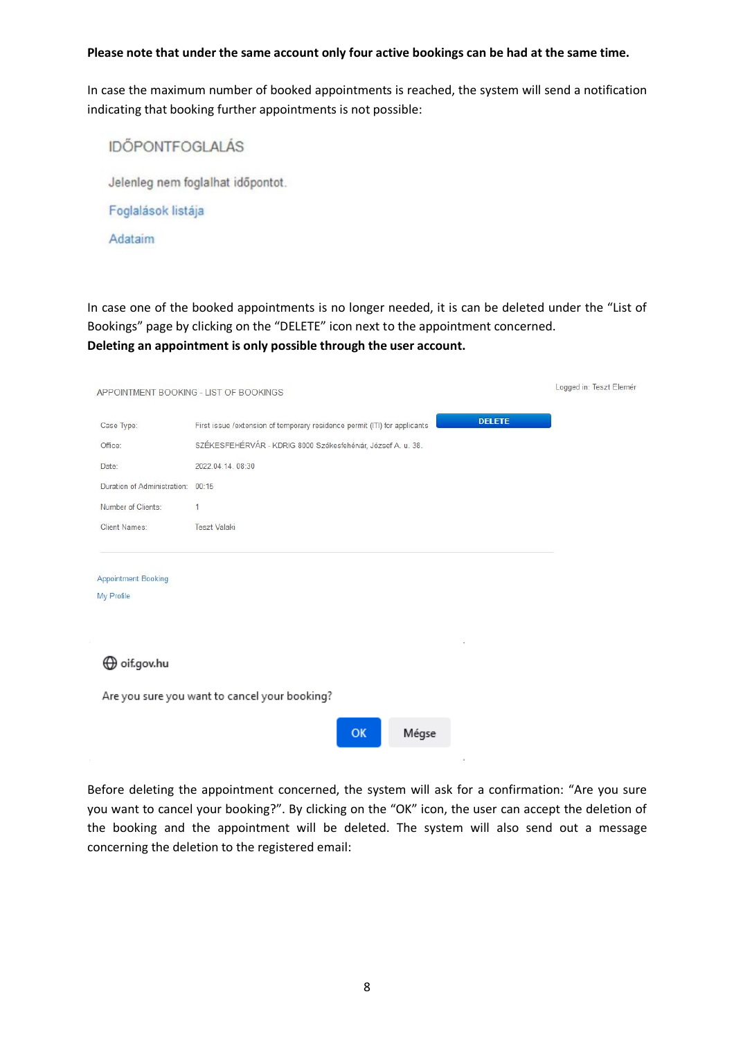**Please note that under the same account only four active bookings can be had at the same time.**

In case the maximum number of booked appointments is reached, the system will send a notification indicating that booking further appointments is not possible:

IDŐPONTFOGLALÁS

Jelenleg nem foglalhat időpontot.

Foglalások listája

Adataim

In case one of the booked appointments is no longer needed, it is can be deleted under the "List of Bookings" page by clicking on the "DELETE" icon next to the appointment concerned.
**Deleting an appointment is only possible through the user account.**

APPOINTMENT BOOKING - LIST OF BOOKINGS

Logged in: Teszt Elemér

| | | |
|---|---|---|
| Case Type: | First issue /extension of temporary residence permit (ITI) for applicants | DELETE |
| Office: | SZÉKESFEHÉRVÁR - KDRIG 8000 Székesfehérvár, József A. u. 38. | |
| Date: | 2022.04.14. 08:30 | |
| Duration of Administration: | 00:15 | |
| Number of Clients: | 1 | |
| Client Names: | Teszt Valaki | |

Appointment Booking

My Profile

oif.gov.hu

Are you sure you want to cancel your booking?

OK Mégse

Before deleting the appointment concerned, the system will ask for a confirmation: "Are you sure you want to cancel your booking?". By clicking on the "OK" icon, the user can accept the deletion of the booking and the appointment will be deleted. The system will also send out a message concerning the deletion to the registered email: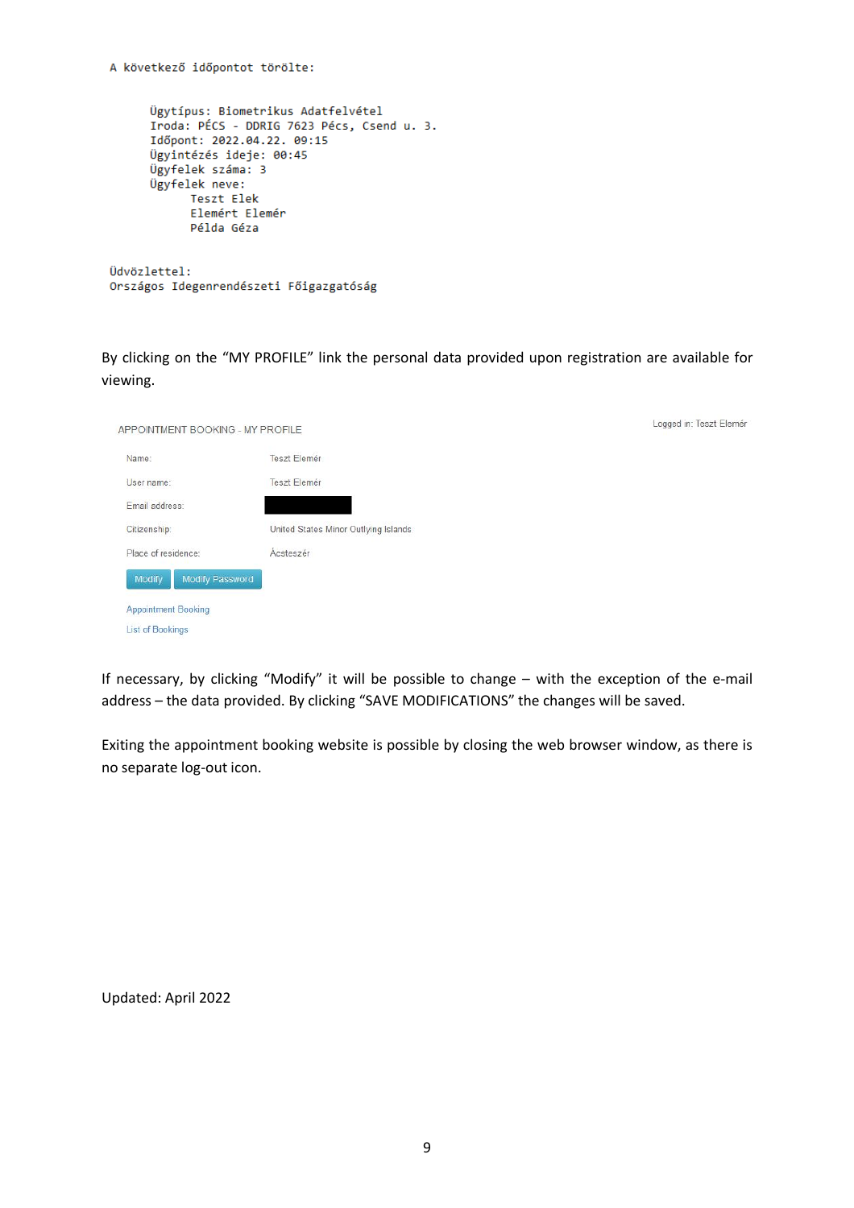```
A következő időpontot törölte:

      Ügytípus: Biometrikus Adatfelvétel
      Iroda: PÉCS - DDRIG 7623 Pécs, Csend u. 3.
      Időpont: 2022.04.22. 09:15
      Ügyintézés ideje: 00:45
      Ügyfelek száma: 3
      Ügyfelek neve:
            Teszt Elek
            Elemért Elemér
            Példa Géza

Üdvözlettel:
Országos Idegenrendészeti Főigazgatóság
```

By clicking on the "MY PROFILE" link the personal data provided upon registration are available for viewing.

APPOINTMENT BOOKING - MY PROFILE

Logged in: Teszt Elemér

| | |
|---|---|
| Name: | Teszt Elemér |
| User name: | Teszt Elemér |
| Email address: | |
| Citizenship: | United States Minor Outlying Islands |
| Place of residence: | Ácsteszér |

Modify | Modify Password

Appointment Booking

List of Bookings

If necessary, by clicking "Modify" it will be possible to change – with the exception of the e-mail address – the data provided. By clicking "SAVE MODIFICATIONS" the changes will be saved.

Exiting the appointment booking website is possible by closing the web browser window, as there is no separate log-out icon.

Updated: April 2022